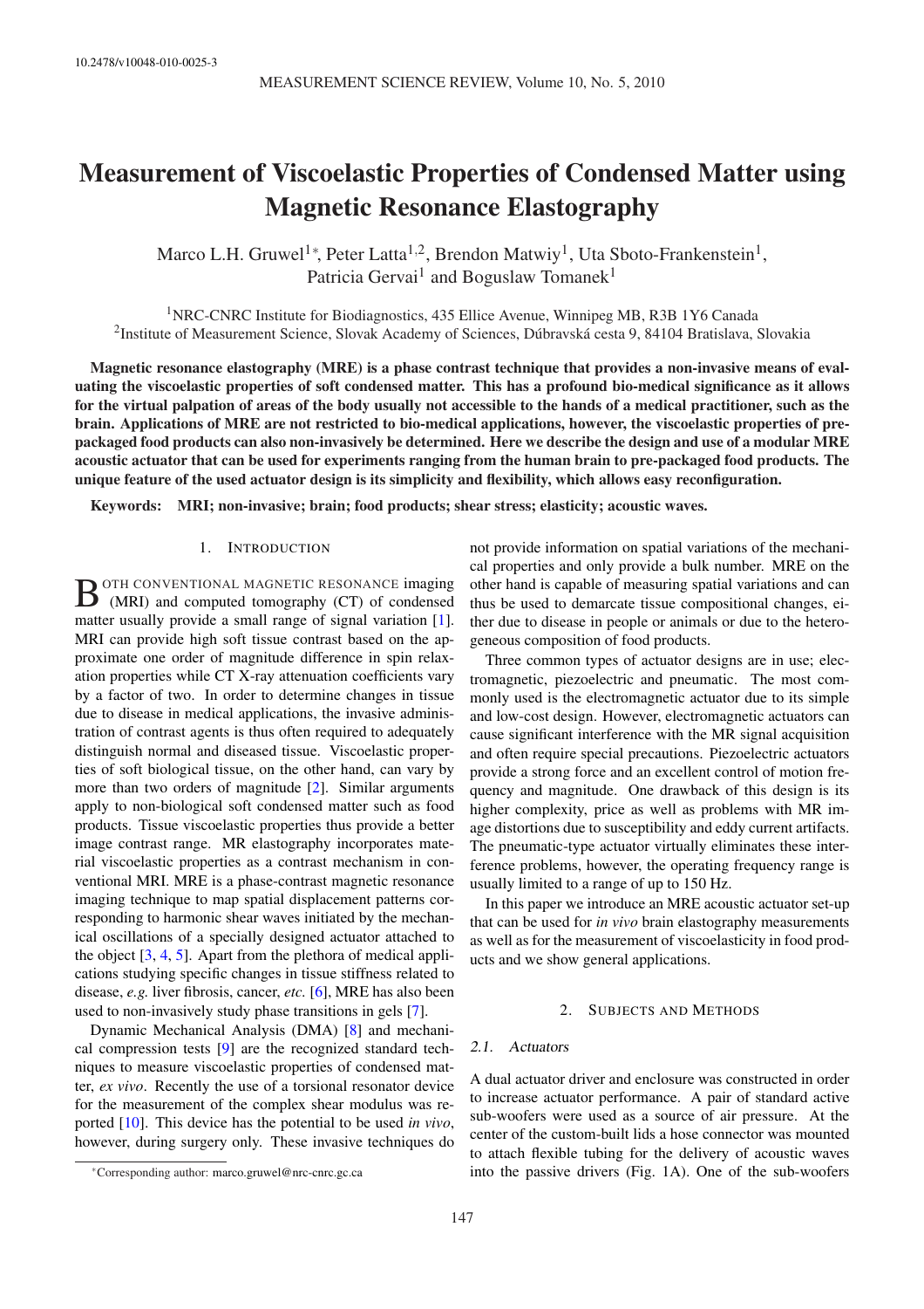10.2478/v10048-010-0025-3

# Measurement of Viscoelastic Properties of Condensed Matter using Magnetic Resonance Elastography

Marco L.H. Gruwel[1*], Peter Latta[1,2], Brendon Matwiy[1], Uta Sboto-Frankenstein[1], Patricia Gervai[1] and Boguslaw Tomanek[1]

[1]NRC-CNRC Institute for Biodiagnostics, 435 Ellice Avenue, Winnipeg MB, R3B 1Y6 Canada
[2]Institute of Measurement Science, Slovak Academy of Sciences, Dúbravská cesta 9, 84104 Bratislava, Slovakia

**Magnetic resonance elastography (MRE) is a phase contrast technique that provides a non-invasive means of evaluating the viscoelastic properties of soft condensed matter. This has a profound bio-medical significance as it allows for the virtual palpation of areas of the body usually not accessible to the hands of a medical practitioner, such as the brain. Applications of MRE are not restricted to bio-medical applications, however, the viscoelastic properties of pre-packaged food products can also non-invasively be determined. Here we describe the design and use of a modular MRE acoustic actuator that can be used for experiments ranging from the human brain to pre-packaged food products. The unique feature of the used actuator design is its simplicity and flexibility, which allows easy reconfiguration.**

**Keywords:** **MRI; non-invasive; brain; food products; shear stress; elasticity; acoustic waves.**

## 1. Introduction

Both conventional magnetic resonance imaging (MRI) and computed tomography (CT) of condensed matter usually provide a small range of signal variation [1]. MRI can provide high soft tissue contrast based on the approximate one order of magnitude difference in spin relaxation properties while CT X-ray attenuation coefficients vary by a factor of two. In order to determine changes in tissue due to disease in medical applications, the invasive administration of contrast agents is thus often required to adequately distinguish normal and diseased tissue. Viscoelastic properties of soft biological tissue, on the other hand, can vary by more than two orders of magnitude [2]. Similar arguments apply to non-biological soft condensed matter such as food products. Tissue viscoelastic properties thus provide a better image contrast range. MR elastography incorporates material viscoelastic properties as a contrast mechanism in conventional MRI. MRE is a phase-contrast magnetic resonance imaging technique to map spatial displacement patterns corresponding to harmonic shear waves initiated by the mechanical oscillations of a specially designed actuator attached to the object [3, 4, 5]. Apart from the plethora of medical applications studying specific changes in tissue stiffness related to disease, *e.g.* liver fibrosis, cancer, *etc.* [6], MRE has also been used to non-invasively study phase transitions in gels [7].

Dynamic Mechanical Analysis (DMA) [8] and mechanical compression tests [9] are the recognized standard techniques to measure viscoelastic properties of condensed matter, *ex vivo*. Recently the use of a torsional resonator device for the measurement of the complex shear modulus was reported [10]. This device has the potential to be used *in vivo*, however, during surgery only. These invasive techniques do not provide information on spatial variations of the mechanical properties and only provide a bulk number. MRE on the other hand is capable of measuring spatial variations and can thus be used to demarcate tissue compositional changes, either due to disease in people or animals or due to the heterogeneous composition of food products.

Three common types of actuator designs are in use; electromagnetic, piezoelectric and pneumatic. The most commonly used is the electromagnetic actuator due to its simple and low-cost design. However, electromagnetic actuators can cause significant interference with the MR signal acquisition and often require special precautions. Piezoelectric actuators provide a strong force and an excellent control of motion frequency and magnitude. One drawback of this design is its higher complexity, price as well as problems with MR image distortions due to susceptibility and eddy current artifacts. The pneumatic-type actuator virtually eliminates these interference problems, however, the operating frequency range is usually limited to a range of up to 150 Hz.

In this paper we introduce an MRE acoustic actuator set-up that can be used for *in vivo* brain elastography measurements as well as for the measurement of viscoelasticity in food products and we show general applications.

## 2. Subjects and Methods

### 2.1. Actuators

A dual actuator driver and enclosure was constructed in order to increase actuator performance. A pair of standard active sub-woofers were used as a source of air pressure. At the center of the custom-built lids a hose connector was mounted to attach flexible tubing for the delivery of acoustic waves into the passive drivers (Fig. 1A). One of the sub-woofers

*Corresponding author: marco.gruwel@nrc-cnrc.gc.ca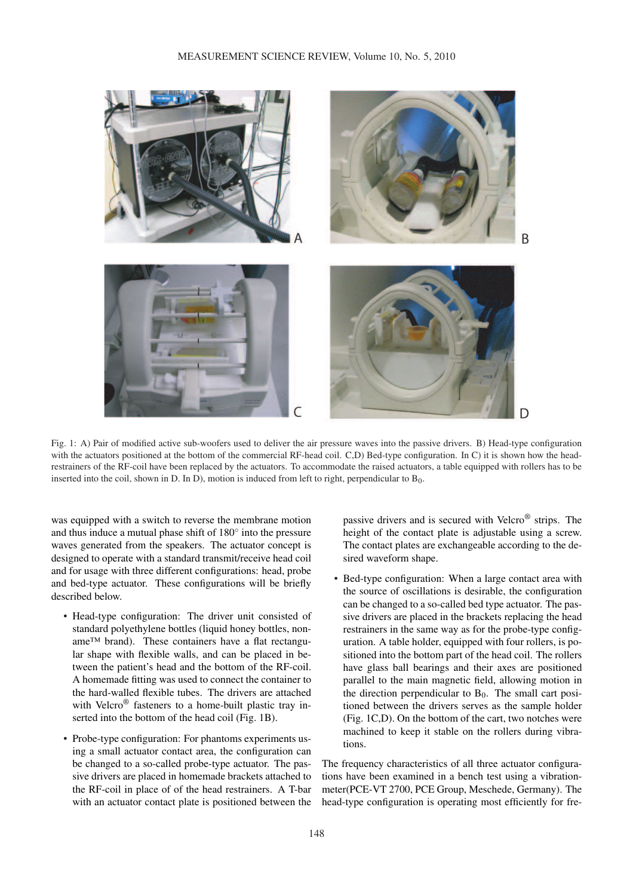Fig. 1: A) Pair of modified active sub-woofers used to deliver the air pressure waves into the passive drivers. B) Head-type configuration with the actuators positioned at the bottom of the commercial RF-head coil. C,D) Bed-type configuration. In C) it is shown how the head-restrainers of the RF-coil have been replaced by the actuators. To accommodate the raised actuators, a table equipped with rollers has to be inserted into the coil, shown in D. In D), motion is induced from left to right, perpendicular to $B_0$.

was equipped with a switch to reverse the membrane motion and thus induce a mutual phase shift of 180° into the pressure waves generated from the speakers. The actuator concept is designed to operate with a standard transmit/receive head coil and for usage with three different configurations: head, probe and bed-type actuator. These configurations will be briefly described below.

- Head-type configuration: The driver unit consisted of standard polyethylene bottles (liquid honey bottles, noname™ brand). These containers have a flat rectangular shape with flexible walls, and can be placed in between the patient's head and the bottom of the RF-coil. A homemade fitting was used to connect the container to the hard-walled flexible tubes. The drivers are attached with Velcro® fasteners to a home-built plastic tray inserted into the bottom of the head coil (Fig. 1B).

- Probe-type configuration: For phantoms experiments using a small actuator contact area, the configuration can be changed to a so-called probe-type actuator. The passive drivers are placed in homemade brackets attached to the RF-coil in place of of the head restrainers. A T-bar with an actuator contact plate is positioned between the passive drivers and is secured with Velcro® strips. The height of the contact plate is adjustable using a screw. The contact plates are exchangeable according to the desired waveform shape.

- Bed-type configuration: When a large contact area with the source of oscillations is desirable, the configuration can be changed to a so-called bed type actuator. The passive drivers are placed in the brackets replacing the head restrainers in the same way as for the probe-type configuration. A table holder, equipped with four rollers, is positioned into the bottom part of the head coil. The rollers have glass ball bearings and their axes are positioned parallel to the main magnetic field, allowing motion in the direction perpendicular to $B_0$. The small cart positioned between the drivers serves as the sample holder (Fig. 1C,D). On the bottom of the cart, two notches were machined to keep it stable on the rollers during vibrations.

The frequency characteristics of all three actuator configurations have been examined in a bench test using a vibration-meter(PCE-VT 2700, PCE Group, Meschede, Germany). The head-type configuration is operating most efficiently for fre-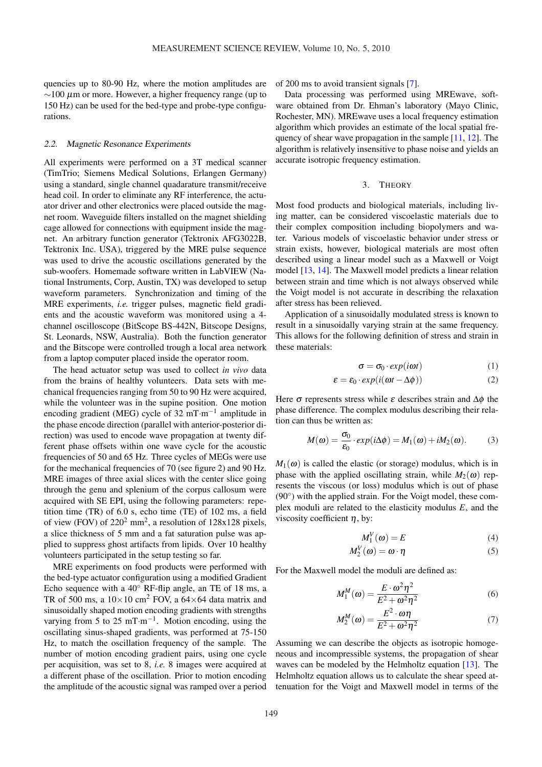quencies up to 80-90 Hz, where the motion amplitudes are $\sim$100 $\mu$m or more. However, a higher frequency range (up to 150 Hz) can be used for the bed-type and probe-type configurations.

### 2.2. Magnetic Resonance Experiments

All experiments were performed on a 3T medical scanner (TimTrio; Siemens Medical Solutions, Erlangen Germany) using a standard, single channel quadarature transmit/receive head coil. In order to eliminate any RF interference, the actuator driver and other electronics were placed outside the magnet room. Waveguide filters installed on the magnet shielding cage allowed for connections with equipment inside the magnet. An arbitrary function generator (Tektronix AFG3022B, Tektronix Inc. USA), triggered by the MRE pulse sequence was used to drive the acoustic oscillations generated by the sub-woofers. Homemade software written in LabVIEW (National Instruments, Corp, Austin, TX) was developed to setup waveform parameters. Synchronization and timing of the MRE experiments, *i.e.* trigger pulses, magnetic field gradients and the acoustic waveform was monitored using a 4-channel oscilloscope (BitScope BS-442N, Bitscope Designs, St. Leonards, NSW, Australia). Both the function generator and the Bitscope were controlled trough a local area network from a laptop computer placed inside the operator room.

The head actuator setup was used to collect *in vivo* data from the brains of healthy volunteers. Data sets with mechanical frequencies ranging from 50 to 90 Hz were acquired, while the volunteer was in the supine position. One motion encoding gradient (MEG) cycle of 32 mT·m$^{-1}$ amplitude in the phase encode direction (parallel with anterior-posterior direction) was used to encode wave propagation at twenty different phase offsets within one wave cycle for the acoustic frequencies of 50 and 65 Hz. Three cycles of MEGs were use for the mechanical frequencies of 70 (see figure 2) and 90 Hz. MRE images of three axial slices with the center slice going through the genu and splenium of the corpus callosum were acquired with SE EPI, using the following parameters: repetition time (TR) of 6.0 s, echo time (TE) of 102 ms, a field of view (FOV) of 220$^2$ mm$^2$, a resolution of 128x128 pixels, a slice thickness of 5 mm and a fat saturation pulse was applied to suppress ghost artifacts from lipids. Over 10 healthy volunteers participated in the setup testing so far.

MRE experiments on food products were performed with the bed-type actuator configuration using a modified Gradient Echo sequence with a 40° RF-flip angle, an TE of 18 ms, a TR of 500 ms, a 10×10 cm$^2$ FOV, a 64×64 data matrix and sinusoidally shaped motion encoding gradients with strengths varying from 5 to 25 mT·m$^{-1}$. Motion encoding, using the oscillating sinus-shaped gradients, was performed at 75-150 Hz, to match the oscillation frequency of the sample. The number of motion encoding gradient pairs, using one cycle per acquisition, was set to 8, *i.e.* 8 images were acquired at a different phase of the oscillation. Prior to motion encoding the amplitude of the acoustic signal was ramped over a period of 200 ms to avoid transient signals [7].

Data processing was performed using MREwave, software obtained from Dr. Ehman's laboratory (Mayo Clinic, Rochester, MN). MREwave uses a local frequency estimation algorithm which provides an estimate of the local spatial frequency of shear wave propagation in the sample [11, 12]. The algorithm is relatively insensitive to phase noise and yields an accurate isotropic frequency estimation.

## 3. Theory

Most food products and biological materials, including living matter, can be considered viscoelastic materials due to their complex composition including biopolymers and water. Various models of viscoelastic behavior under stress or strain exists, however, biological materials are most often described using a linear model such as a Maxwell or Voigt model [13, 14]. The Maxwell model predicts a linear relation between strain and time which is not always observed while the Voigt model is not accurate in describing the relaxation after stress has been relieved.

Application of a sinusoidally modulated stress is known to result in a sinusoidally varying strain at the same frequency. This allows for the following definition of stress and strain in these materials:

$$\sigma = \sigma_0 \cdot exp(i\omega t) \tag{1}$$

$$\varepsilon = \varepsilon_0 \cdot exp(i(\omega t - \Delta\phi)) \tag{2}$$

Here $\sigma$ represents stress while $\varepsilon$ describes strain and $\Delta\phi$ the phase difference. The complex modulus describing their relation can thus be written as:

$$M(\omega) = \frac{\sigma_0}{\varepsilon_0} \cdot exp(i\Delta\phi) = M_1(\omega) + iM_2(\omega). \tag{3}$$

$M_1(\omega)$ is called the elastic (or storage) modulus, which is in phase with the applied oscillating strain, while $M_2(\omega)$ represents the viscous (or loss) modulus which is out of phase (90°) with the applied strain. For the Voigt model, these complex moduli are related to the elasticity modulus $E$, and the viscosity coefficient $\eta$, by:

$$M_1^V(\omega) = E \tag{4}$$

$$M_2^V(\omega) = \omega \cdot \eta \tag{5}$$

For the Maxwell model the moduli are defined as:

$$M_1^M(\omega) = \frac{E \cdot \omega^2\eta^2}{E^2 + \omega^2\eta^2} \tag{6}$$

$$M_2^M(\omega) = \frac{E^2 \cdot \omega\eta}{E^2 + \omega^2\eta^2} \tag{7}$$

Assuming we can describe the objects as isotropic homogeneous and incompressible systems, the propagation of shear waves can be modeled by the Helmholtz equation [13]. The Helmholtz equation allows us to calculate the shear speed attenuation for the Voigt and Maxwell model in terms of the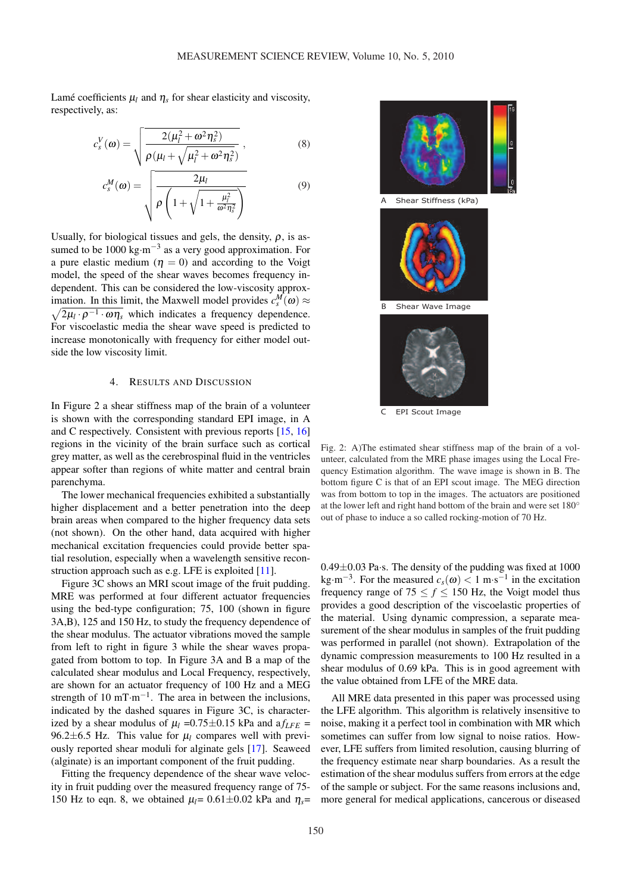Lamé coefficients $\mu_l$ and $\eta_s$ for shear elasticity and viscosity, respectively, as:

$$c_s^V(\omega) = \sqrt{\frac{2(\mu_l^2 + \omega^2\eta_s^2)}{\rho(\mu_l + \sqrt{\mu_l^2 + \omega^2\eta_s^2})}}, \tag{8}$$

$$c_s^M(\omega) = \sqrt{\frac{2\mu_l}{\rho\left(1 + \sqrt{1 + \frac{\mu_l^2}{\omega^2\eta_s^2}}\right)}} \tag{9}$$

Usually, for biological tissues and gels, the density, $\rho$, is assumed to be 1000 $\text{kg}\cdot\text{m}^{-3}$ as a very good approximation. For a pure elastic medium ($\eta = 0$) and according to the Voigt model, the speed of the shear waves becomes frequency independent. This can be considered the low-viscosity approximation. In this limit, the Maxwell model provides $c_s^M(\omega) \approx \sqrt{2\mu_l \cdot \rho^{-1} \cdot \omega\eta_s}$ which indicates a frequency dependence. For viscoelastic media the shear wave speed is predicted to increase monotonically with frequency for either model outside the low viscosity limit.

## 4. Results and Discussion

In Figure 2 a shear stiffness map of the brain of a volunteer is shown with the corresponding standard EPI image, in A and C respectively. Consistent with previous reports [15, 16] regions in the vicinity of the brain surface such as cortical grey matter, as well as the cerebrospinal fluid in the ventricles appear softer than regions of white matter and central brain parenchyma.

The lower mechanical frequencies exhibited a substantially higher displacement and a better penetration into the deep brain areas when compared to the higher frequency data sets (not shown). On the other hand, data acquired with higher mechanical excitation frequencies could provide better spatial resolution, especially when a wavelength sensitive reconstruction approach such as e.g. LFE is exploited [11].

Figure 3C shows an MRI scout image of the fruit pudding. MRE was performed at four different actuator frequencies using the bed-type configuration; 75, 100 (shown in figure 3A,B), 125 and 150 Hz, to study the frequency dependence of the shear modulus. The actuator vibrations moved the sample from left to right in figure 3 while the shear waves propagated from bottom to top. In Figure 3A and B a map of the calculated shear modulus and Local Frequency, respectively, are shown for an actuator frequency of 100 Hz and a MEG strength of 10 $\text{mT}\cdot\text{m}^{-1}$. The area in between the inclusions, indicated by the dashed squares in Figure 3C, is characterized by a shear modulus of $\mu_l$ =0.75±0.15 kPa and a$f_{LFE}$ = 96.2±6.5 Hz. This value for $\mu_l$ compares well with previously reported shear moduli for alginate gels [17]. Seaweed (alginate) is an important component of the fruit pudding.

Fitting the frequency dependence of the shear wave velocity in fruit pudding over the measured frequency range of 75-150 Hz to eqn. 8, we obtained $\mu_l$= 0.61±0.02 kPa and $\eta_s$= 0.49±0.03 Pa·s. The density of the pudding was fixed at 1000 $\text{kg}\cdot\text{m}^{-3}$. For the measured $c_s(\omega) < 1\ \text{m}\cdot\text{s}^{-1}$ in the excitation frequency range of $75 \le f \le 150$ Hz, the Voigt model thus provides a good description of the viscoelastic properties of the material. Using dynamic compression, a separate measurement of the shear modulus in samples of the fruit pudding was performed in parallel (not shown). Extrapolation of the dynamic compression measurements to 100 Hz resulted in a shear modulus of 0.69 kPa. This is in good agreement with the value obtained from LFE of the MRE data.

All MRE data presented in this paper was processed using the LFE algorithm. This algorithm is relatively insensitive to noise, making it a perfect tool in combination with MR which sometimes can suffer from low signal to noise ratios. However, LFE suffers from limited resolution, causing blurring of the frequency estimate near sharp boundaries. As a result the estimation of the shear modulus suffers from errors at the edge of the sample or subject. For the same reasons inclusions and, more general for medical applications, cancerous or diseased

A Shear Stiffness (kPa)

B Shear Wave Image

C EPI Scout Image

Fig. 2: A)The estimated shear stiffness map of the brain of a volunteer, calculated from the MRE phase images using the Local Frequency Estimation algorithm. The wave image is shown in B. The bottom figure C is that of an EPI scout image. The MEG direction was from bottom to top in the images. The actuators are positioned at the lower left and right hand bottom of the brain and were set 180° out of phase to induce a so called rocking-motion of 70 Hz.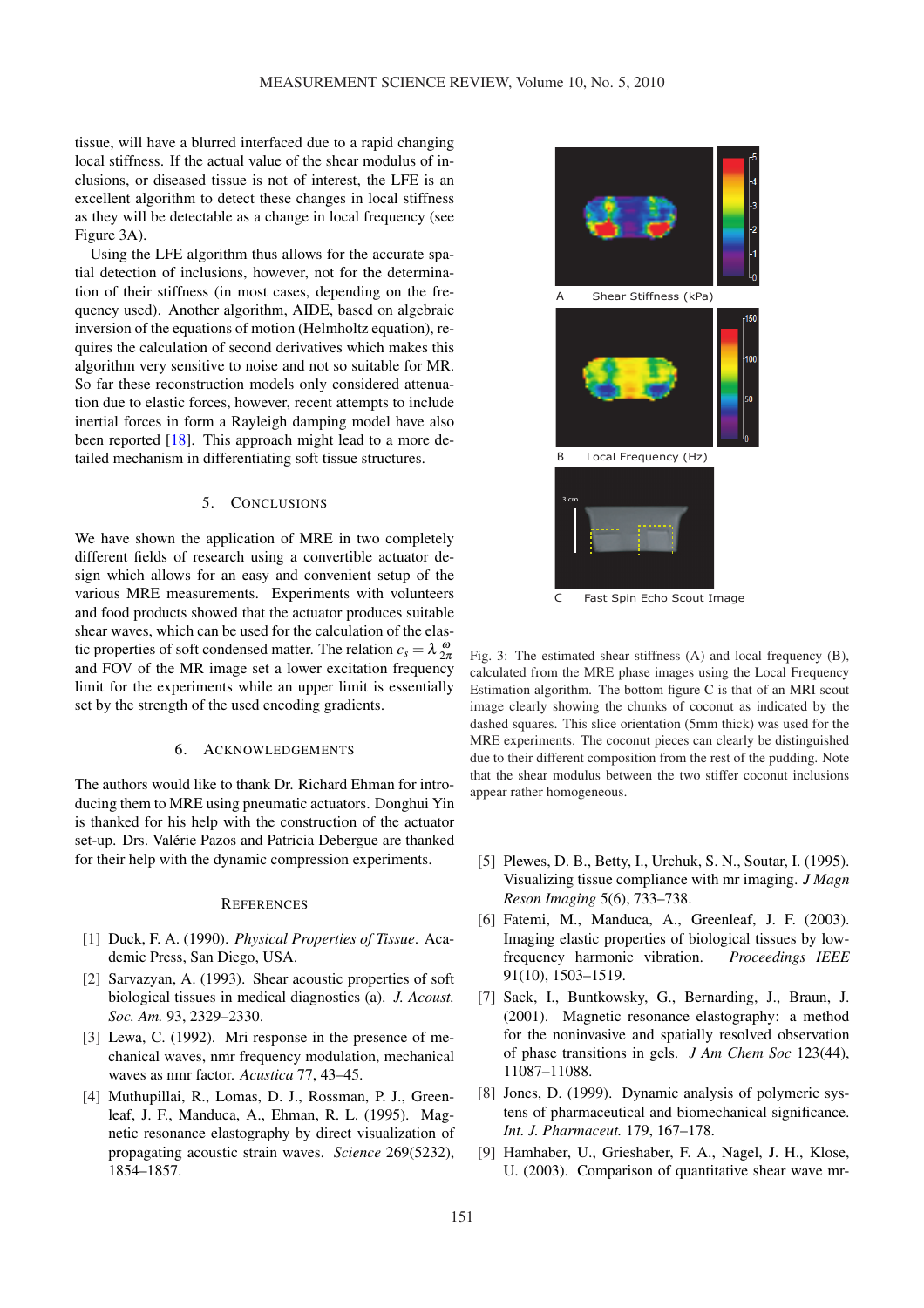tissue, will have a blurred interfaced due to a rapid changing local stiffness. If the actual value of the shear modulus of inclusions, or diseased tissue is not of interest, the LFE is an excellent algorithm to detect these changes in local stiffness as they will be detectable as a change in local frequency (see Figure 3A).

Using the LFE algorithm thus allows for the accurate spatial detection of inclusions, however, not for the determination of their stiffness (in most cases, depending on the frequency used). Another algorithm, AIDE, based on algebraic inversion of the equations of motion (Helmholtz equation), requires the calculation of second derivatives which makes this algorithm very sensitive to noise and not so suitable for MR. So far these reconstruction models only considered attenuation due to elastic forces, however, recent attempts to include inertial forces in form a Rayleigh damping model have also been reported [18]. This approach might lead to a more detailed mechanism in differentiating soft tissue structures.

## 5. Conclusions

We have shown the application of MRE in two completely different fields of research using a convertible actuator design which allows for an easy and convenient setup of the various MRE measurements. Experiments with volunteers and food products showed that the actuator produces suitable shear waves, which can be used for the calculation of the elastic properties of soft condensed matter. The relation $c_s = \lambda \frac{\omega}{2\pi}$ and FOV of the MR image set a lower excitation frequency limit for the experiments while an upper limit is essentially set by the strength of the used encoding gradients.

## 6. Acknowledgements

The authors would like to thank Dr. Richard Ehman for introducing them to MRE using pneumatic actuators. Donghui Yin is thanked for his help with the construction of the actuator set-up. Drs. Valérie Pazos and Patricia Debergue are thanked for their help with the dynamic compression experiments.

A Shear Stiffness (kPa)

B Local Frequency (Hz)

C Fast Spin Echo Scout Image

Fig. 3: The estimated shear stiffness (A) and local frequency (B), calculated from the MRE phase images using the Local Frequency Estimation algorithm. The bottom figure C is that of an MRI scout image clearly showing the chunks of coconut as indicated by the dashed squares. This slice orientation (5mm thick) was used for the MRE experiments. The coconut pieces can clearly be distinguished due to their different composition from the rest of the pudding. Note that the shear modulus between the two stiffer coconut inclusions appear rather homogeneous.

## References

[1] Duck, F. A. (1990). *Physical Properties of Tissue*. Academic Press, San Diego, USA.

[2] Sarvazyan, A. (1993). Shear acoustic properties of soft biological tissues in medical diagnostics (a). *J. Acoust. Soc. Am.* 93, 2329–2330.

[3] Lewa, C. (1992). Mri response in the presence of mechanical waves, nmr frequency modulation, mechanical waves as nmr factor. *Acustica* 77, 43–45.

[4] Muthupillai, R., Lomas, D. J., Rossman, P. J., Greenleaf, J. F., Manduca, A., Ehman, R. L. (1995). Magnetic resonance elastography by direct visualization of propagating acoustic strain waves. *Science* 269(5232), 1854–1857.

[5] Plewes, D. B., Betty, I., Urchuk, S. N., Soutar, I. (1995). Visualizing tissue compliance with mr imaging. *J Magn Reson Imaging* 5(6), 733–738.

[6] Fatemi, M., Manduca, A., Greenleaf, J. F. (2003). Imaging elastic properties of biological tissues by low-frequency harmonic vibration. *Proceedings IEEE* 91(10), 1503–1519.

[7] Sack, I., Buntkowsky, G., Bernarding, J., Braun, J. (2001). Magnetic resonance elastography: a method for the noninvasive and spatially resolved observation of phase transitions in gels. *J Am Chem Soc* 123(44), 11087–11088.

[8] Jones, D. (1999). Dynamic analysis of polymeric systens of pharmaceutical and biomechanical significance. *Int. J. Pharmaceut.* 179, 167–178.

[9] Hamhaber, U., Grieshaber, F. A., Nagel, J. H., Klose, U. (2003). Comparison of quantitative shear wave mr-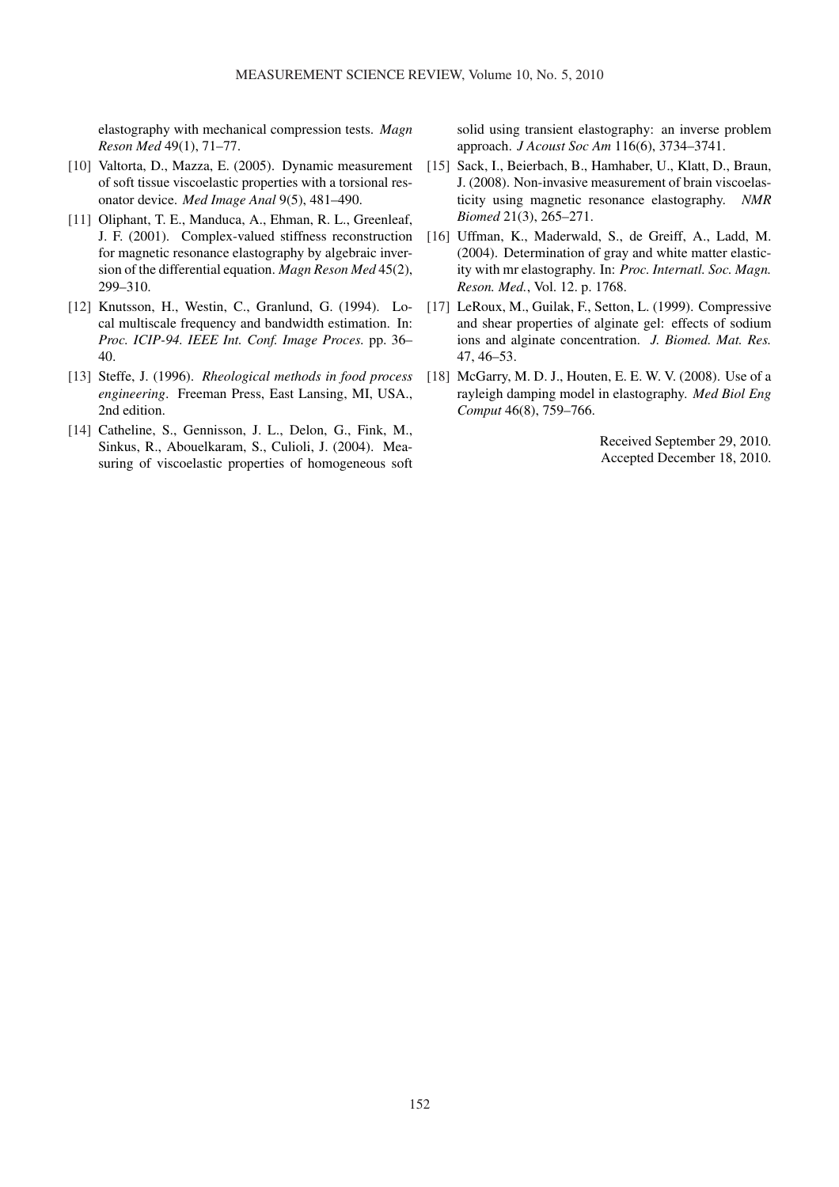elastography with mechanical compression tests. *Magn Reson Med* 49(1), 71–77.

[10] Valtorta, D., Mazza, E. (2005). Dynamic measurement of soft tissue viscoelastic properties with a torsional resonator device. *Med Image Anal* 9(5), 481–490.

[11] Oliphant, T. E., Manduca, A., Ehman, R. L., Greenleaf, J. F. (2001). Complex-valued stiffness reconstruction for magnetic resonance elastography by algebraic inversion of the differential equation. *Magn Reson Med* 45(2), 299–310.

[12] Knutsson, H., Westin, C., Granlund, G. (1994). Local multiscale frequency and bandwidth estimation. In: *Proc. ICIP-94. IEEE Int. Conf. Image Proces.* pp. 36–40.

[13] Steffe, J. (1996). *Rheological methods in food process engineering*. Freeman Press, East Lansing, MI, USA., 2nd edition.

[14] Catheline, S., Gennisson, J. L., Delon, G., Fink, M., Sinkus, R., Abouelkaram, S., Culioli, J. (2004). Measuring of viscoelastic properties of homogeneous soft solid using transient elastography: an inverse problem approach. *J Acoust Soc Am* 116(6), 3734–3741.

[15] Sack, I., Beierbach, B., Hamhaber, U., Klatt, D., Braun, J. (2008). Non-invasive measurement of brain viscoelasticity using magnetic resonance elastography. *NMR Biomed* 21(3), 265–271.

[16] Uffman, K., Maderwald, S., de Greiff, A., Ladd, M. (2004). Determination of gray and white matter elasticity with mr elastography. In: *Proc. Internatl. Soc. Magn. Reson. Med.*, Vol. 12. p. 1768.

[17] LeRoux, M., Guilak, F., Setton, L. (1999). Compressive and shear properties of alginate gel: effects of sodium ions and alginate concentration. *J. Biomed. Mat. Res.* 47, 46–53.

[18] McGarry, M. D. J., Houten, E. E. W. V. (2008). Use of a rayleigh damping model in elastography. *Med Biol Eng Comput* 46(8), 759–766.

Received September 29, 2010.
Accepted December 18, 2010.